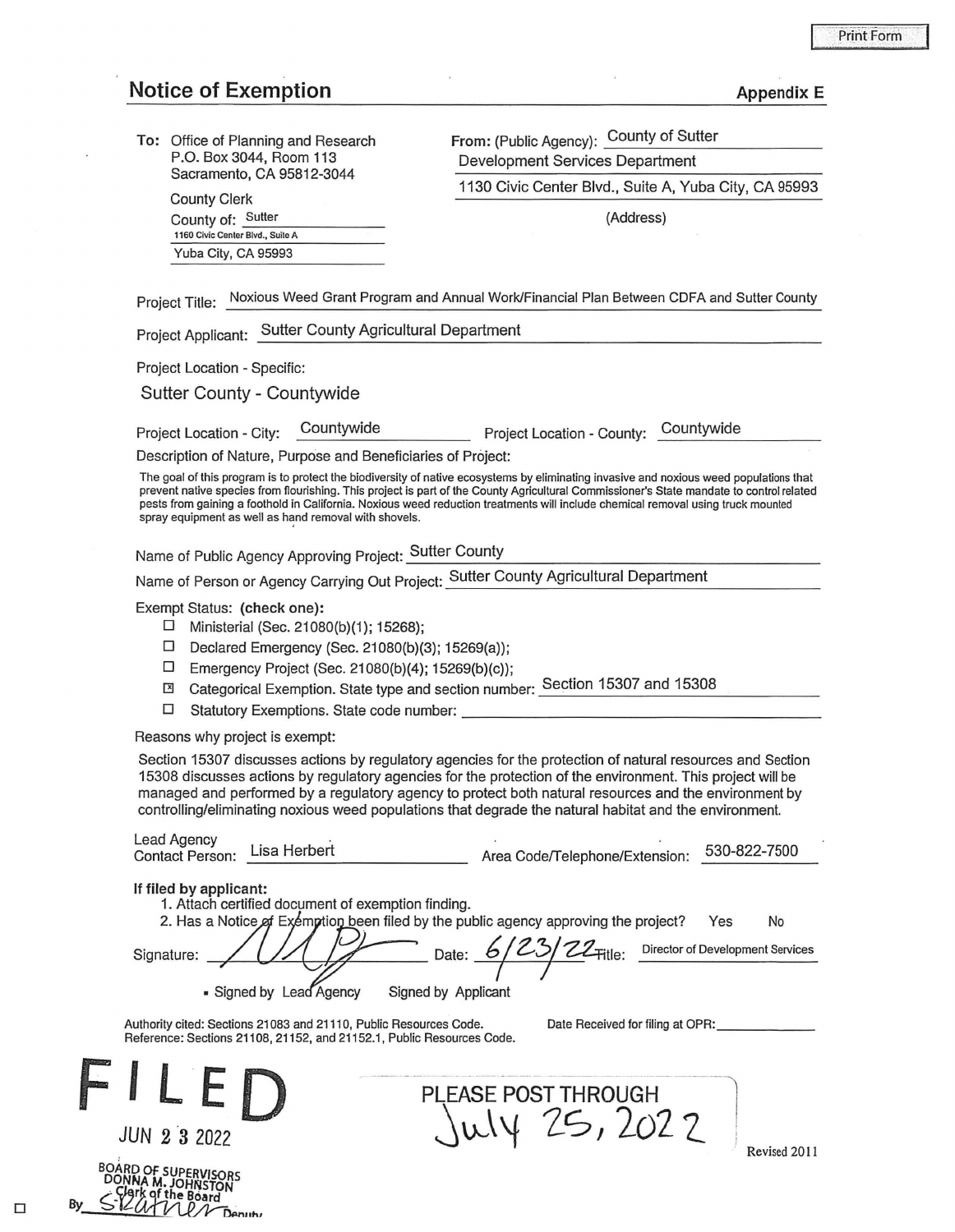Print Form

# Notice of Exemption

**Appendix E**

**To:** Office of Planning and Research
P.O. Box 3044, Room 113
Sacramento, CA 95812-3044

County Clerk
County of: Sutter
1160 Civic Center Blvd., Suite A
Yuba City, CA 95993

**From:** (Public Agency): County of Sutter
Development Services Department
1130 Civic Center Blvd., Suite A, Yuba City, CA 95993
(Address)

Project Title: Noxious Weed Grant Program and Annual Work/Financial Plan Between CDFA and Sutter County

Project Applicant: Sutter County Agricultural Department

Project Location - Specific:
Sutter County - Countywide

Project Location - City: Countywide     Project Location - County: Countywide

Description of Nature, Purpose and Beneficiaries of Project:

The goal of this program is to protect the biodiversity of native ecosystems by eliminating invasive and noxious weed populations that prevent native species from flourishing. This project is part of the County Agricultural Commissioner's State mandate to control related pests from gaining a foothold in California. Noxious weed reduction treatments will include chemical removal using truck mounted spray equipment as well as hand removal with shovels.

Name of Public Agency Approving Project: Sutter County

Name of Person or Agency Carrying Out Project: Sutter County Agricultural Department

Exempt Status: **(check one):**

- ☐ Ministerial (Sec. 21080(b)(1); 15268);
- ☐ Declared Emergency (Sec. 21080(b)(3); 15269(a));
- ☐ Emergency Project (Sec. 21080(b)(4); 15269(b)(c));
- ☒ Categorical Exemption. State type and section number: Section 15307 and 15308
- ☐ Statutory Exemptions. State code number:

Reasons why project is exempt:

Section 15307 discusses actions by regulatory agencies for the protection of natural resources and Section 15308 discusses actions by regulatory agencies for the protection of the environment. This project will be managed and performed by a regulatory agency to protect both natural resources and the environment by controlling/eliminating noxious weed populations that degrade the natural habitat and the environment.

Lead Agency Contact Person: Lisa Herbert     Area Code/Telephone/Extension: 530-822-7500

**If filed by applicant:**

1. Attach certified document of exemption finding.
2. Has a Notice of Exemption been filed by the public agency approving the project? Yes No

Signature: [signature] Date: 6/23/22 Title: Director of Development Services

▪ Signed by Lead Agency     Signed by Applicant

Authority cited: Sections 21083 and 21110, Public Resources Code.
Reference: Sections 21108, 21152, and 21152.1, Public Resources Code.

Date Received for filing at OPR:

FILED
JUN 23 2022
BOARD OF SUPERVISORS
DONNA M. JOHNSTON
Clerk of the Board
By S. Ratner Deputy

PLEASE POST THROUGH
July 25, 2022

Revised 2011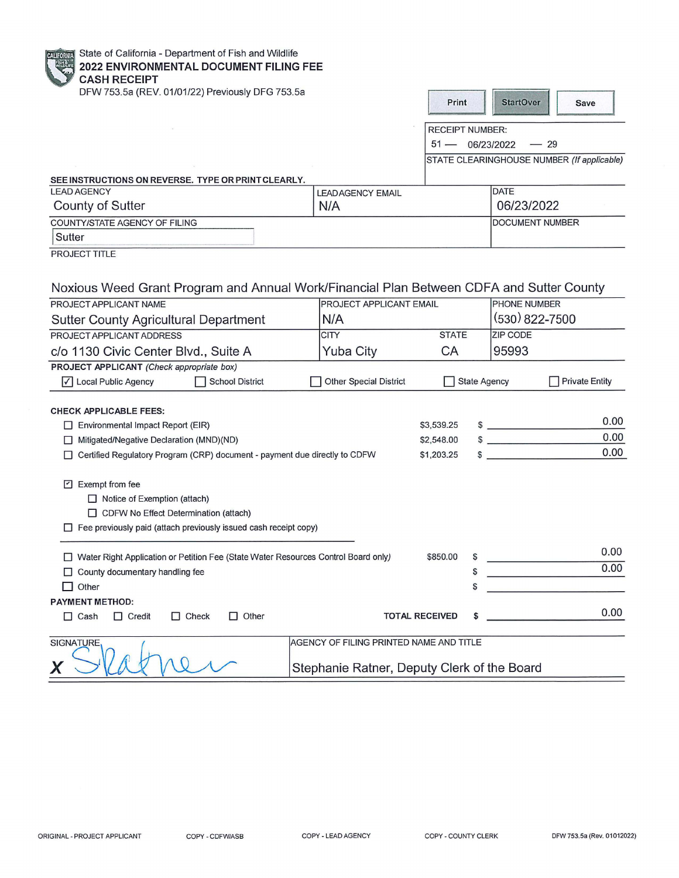State of California - Department of Fish and Wildlife

**2022 ENVIRONMENTAL DOCUMENT FILING FEE**

**CASH RECEIPT**

DFW 753.5a (REV. 01/01/22) Previously DFG 753.5a

Print | StartOver | Save

RECEIPT NUMBER:
51 — 06/23/2022 — 29

STATE CLEARINGHOUSE NUMBER *(If applicable)*

**SEE INSTRUCTIONS ON REVERSE. TYPE OR PRINT CLEARLY.**

| LEAD AGENCY | LEAD AGENCY EMAIL | DATE |
|---|---|---|
| County of Sutter | N/A | 06/23/2022 |

| COUNTY/STATE AGENCY OF FILING | DOCUMENT NUMBER |
|---|---|
| Sutter | |

PROJECT TITLE

Noxious Weed Grant Program and Annual Work/Financial Plan Between CDFA and Sutter County

| PROJECT APPLICANT NAME | PROJECT APPLICANT EMAIL | | PHONE NUMBER |
|---|---|---|---|
| Sutter County Agricultural Department | N/A | | (530) 822-7500 |
| **PROJECT APPLICANT ADDRESS** | **CITY** | **STATE** | **ZIP CODE** |
| c/o 1130 Civic Center Blvd., Suite A | Yuba City | CA | 95993 |

**PROJECT APPLICANT** *(Check appropriate box)*

☑ Local Public Agency ☐ School District ☐ Other Special District ☐ State Agency ☐ Private Entity

**CHECK APPLICABLE FEES:**

| | | |
|---|---|---|
| ☐ Environmental Impact Report (EIR) | $3,539.25 | $ 0.00 |
| ☐ Mitigated/Negative Declaration (MND)(ND) | $2,548.00 | $ 0.00 |
| ☐ Certified Regulatory Program (CRP) document - payment due directly to CDFW | $1,203.25 | $ 0.00 |

☑ Exempt from fee

- ☐ Notice of Exemption (attach)
- ☐ CDFW No Effect Determination (attach)

☐ Fee previously paid (attach previously issued cash receipt copy)

| | | |
|---|---|---|
| ☐ Water Right Application or Petition Fee (State Water Resources Control Board only) | $850.00 | $ 0.00 |
| ☐ County documentary handling fee | | $ 0.00 |
| ☐ Other | | $ |

**PAYMENT METHOD:**

☐ Cash ☐ Credit ☐ Check ☐ Other **TOTAL RECEIVED** $ 0.00

| SIGNATURE | AGENCY OF FILING PRINTED NAME AND TITLE |
|---|---|
| X SRatner | Stephanie Ratner, Deputy Clerk of the Board |

ORIGINAL - PROJECT APPLICANT COPY - CDFW/ASB COPY - LEAD AGENCY COPY - COUNTY CLERK DFW 753.5a (Rev. 01012022)